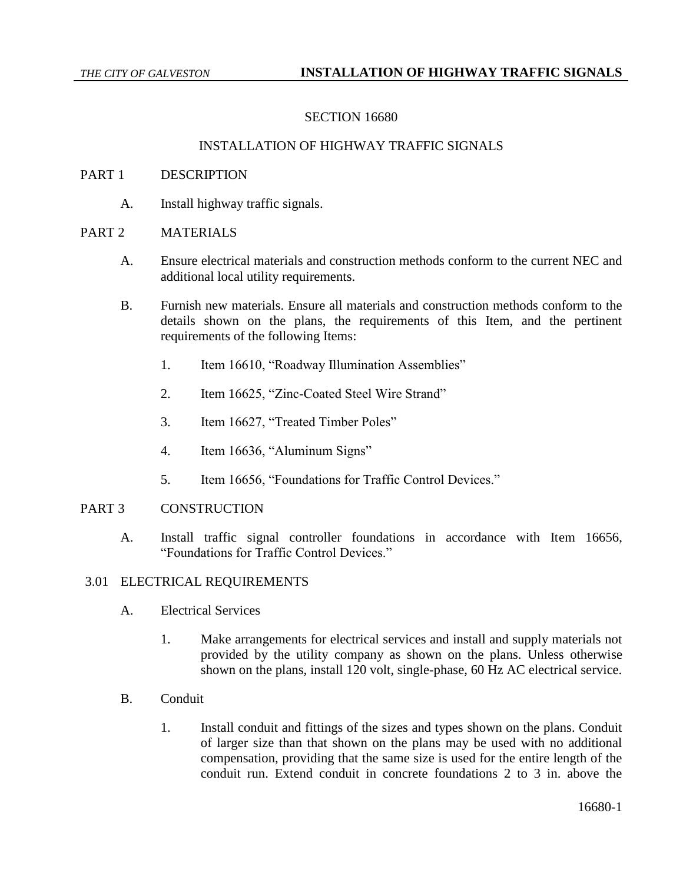# SECTION 16680

# INSTALLATION OF HIGHWAY TRAFFIC SIGNALS

## PART 1 DESCRIPTION

A. Install highway traffic signals.

## PART 2 MATERIALS

A. Ensure electrical materials and construction methods conform to the current NEC and additional local utility requirements.

B. Furnish new materials. Ensure all materials and construction methods conform to the details shown on the plans, the requirements of this Item, and the pertinent requirements of the following Items:

1. Item 16610, "Roadway Illumination Assemblies"
2. Item 16625, "Zinc-Coated Steel Wire Strand"
3. Item 16627, "Treated Timber Poles"
4. Item 16636, "Aluminum Signs"
5. Item 16656, "Foundations for Traffic Control Devices."

## PART 3 CONSTRUCTION

A. Install traffic signal controller foundations in accordance with Item 16656, "Foundations for Traffic Control Devices."

### 3.01 ELECTRICAL REQUIREMENTS

A. Electrical Services

1. Make arrangements for electrical services and install and supply materials not provided by the utility company as shown on the plans. Unless otherwise shown on the plans, install 120 volt, single-phase, 60 Hz AC electrical service.

B. Conduit

1. Install conduit and fittings of the sizes and types shown on the plans. Conduit of larger size than that shown on the plans may be used with no additional compensation, providing that the same size is used for the entire length of the conduit run. Extend conduit in concrete foundations 2 to 3 in. above the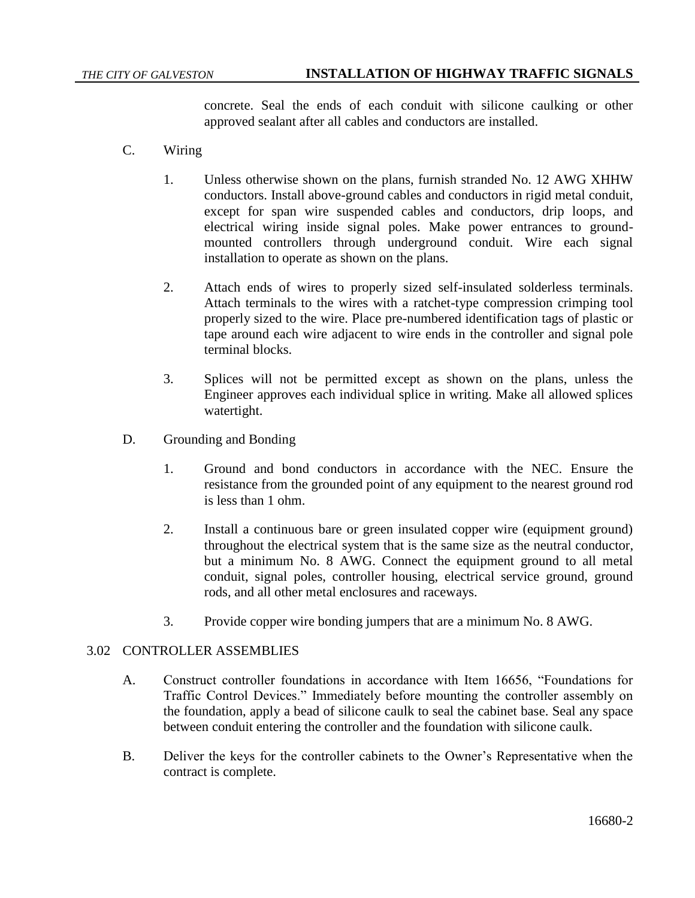concrete. Seal the ends of each conduit with silicone caulking or other approved sealant after all cables and conductors are installed.

C. Wiring

1. Unless otherwise shown on the plans, furnish stranded No. 12 AWG XHHW conductors. Install above-ground cables and conductors in rigid metal conduit, except for span wire suspended cables and conductors, drip loops, and electrical wiring inside signal poles. Make power entrances to ground-mounted controllers through underground conduit. Wire each signal installation to operate as shown on the plans.

2. Attach ends of wires to properly sized self-insulated solderless terminals. Attach terminals to the wires with a ratchet-type compression crimping tool properly sized to the wire. Place pre-numbered identification tags of plastic or tape around each wire adjacent to wire ends in the controller and signal pole terminal blocks.

3. Splices will not be permitted except as shown on the plans, unless the Engineer approves each individual splice in writing. Make all allowed splices watertight.

D. Grounding and Bonding

1. Ground and bond conductors in accordance with the NEC. Ensure the resistance from the grounded point of any equipment to the nearest ground rod is less than 1 ohm.

2. Install a continuous bare or green insulated copper wire (equipment ground) throughout the electrical system that is the same size as the neutral conductor, but a minimum No. 8 AWG. Connect the equipment ground to all metal conduit, signal poles, controller housing, electrical service ground, ground rods, and all other metal enclosures and raceways.

3. Provide copper wire bonding jumpers that are a minimum No. 8 AWG.

## 3.02 CONTROLLER ASSEMBLIES

A. Construct controller foundations in accordance with Item 16656, "Foundations for Traffic Control Devices." Immediately before mounting the controller assembly on the foundation, apply a bead of silicone caulk to seal the cabinet base. Seal any space between conduit entering the controller and the foundation with silicone caulk.

B. Deliver the keys for the controller cabinets to the Owner's Representative when the contract is complete.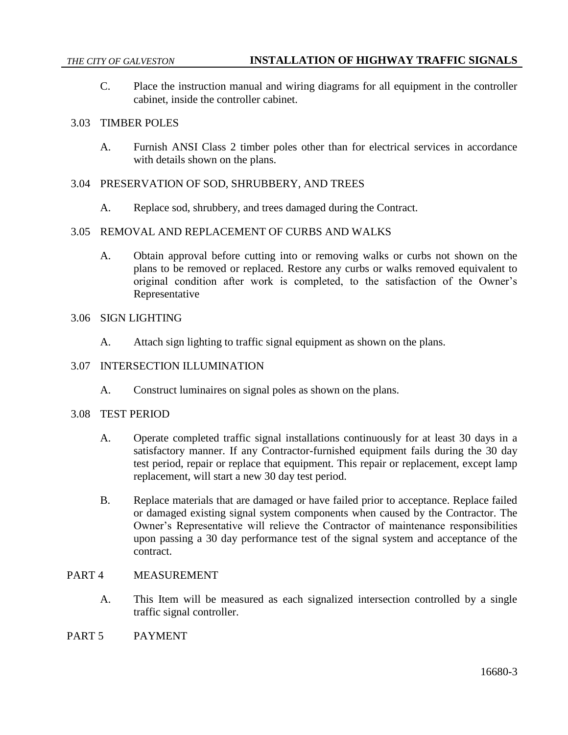C. Place the instruction manual and wiring diagrams for all equipment in the controller cabinet, inside the controller cabinet.

### 3.03 TIMBER POLES

A. Furnish ANSI Class 2 timber poles other than for electrical services in accordance with details shown on the plans.

### 3.04 PRESERVATION OF SOD, SHRUBBERY, AND TREES

A. Replace sod, shrubbery, and trees damaged during the Contract.

### 3.05 REMOVAL AND REPLACEMENT OF CURBS AND WALKS

A. Obtain approval before cutting into or removing walks or curbs not shown on the plans to be removed or replaced. Restore any curbs or walks removed equivalent to original condition after work is completed, to the satisfaction of the Owner's Representative

### 3.06 SIGN LIGHTING

A. Attach sign lighting to traffic signal equipment as shown on the plans.

### 3.07 INTERSECTION ILLUMINATION

A. Construct luminaires on signal poles as shown on the plans.

### 3.08 TEST PERIOD

A. Operate completed traffic signal installations continuously for at least 30 days in a satisfactory manner. If any Contractor-furnished equipment fails during the 30 day test period, repair or replace that equipment. This repair or replacement, except lamp replacement, will start a new 30 day test period.

B. Replace materials that are damaged or have failed prior to acceptance. Replace failed or damaged existing signal system components when caused by the Contractor. The Owner's Representative will relieve the Contractor of maintenance responsibilities upon passing a 30 day performance test of the signal system and acceptance of the contract.

## PART 4 MEASUREMENT

A. This Item will be measured as each signalized intersection controlled by a single traffic signal controller.

## PART 5 PAYMENT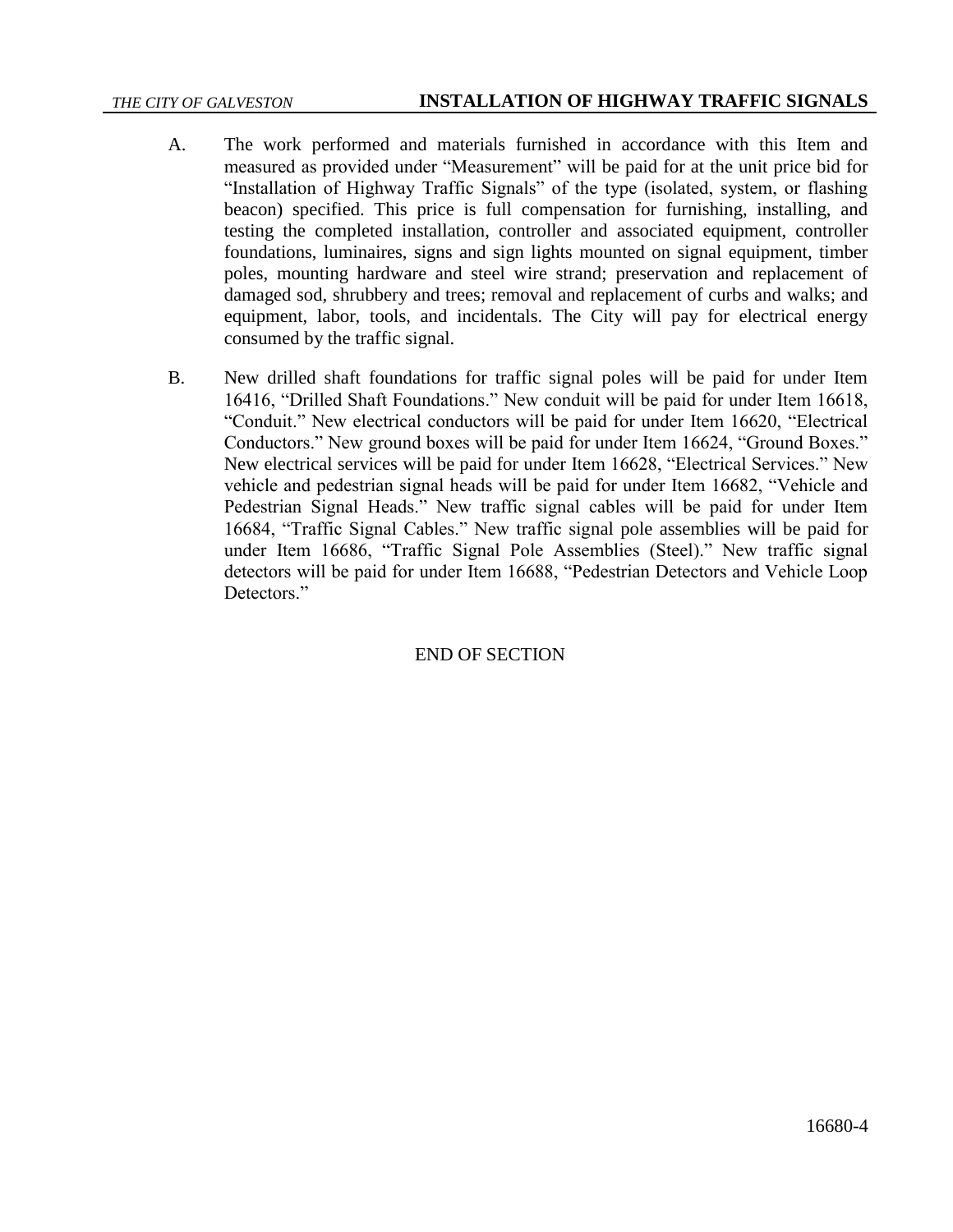A. The work performed and materials furnished in accordance with this Item and measured as provided under "Measurement" will be paid for at the unit price bid for "Installation of Highway Traffic Signals" of the type (isolated, system, or flashing beacon) specified. This price is full compensation for furnishing, installing, and testing the completed installation, controller and associated equipment, controller foundations, luminaires, signs and sign lights mounted on signal equipment, timber poles, mounting hardware and steel wire strand; preservation and replacement of damaged sod, shrubbery and trees; removal and replacement of curbs and walks; and equipment, labor, tools, and incidentals. The City will pay for electrical energy consumed by the traffic signal.

B. New drilled shaft foundations for traffic signal poles will be paid for under Item 16416, "Drilled Shaft Foundations." New conduit will be paid for under Item 16618, "Conduit." New electrical conductors will be paid for under Item 16620, "Electrical Conductors." New ground boxes will be paid for under Item 16624, "Ground Boxes." New electrical services will be paid for under Item 16628, "Electrical Services." New vehicle and pedestrian signal heads will be paid for under Item 16682, "Vehicle and Pedestrian Signal Heads." New traffic signal cables will be paid for under Item 16684, "Traffic Signal Cables." New traffic signal pole assemblies will be paid for under Item 16686, "Traffic Signal Pole Assemblies (Steel)." New traffic signal detectors will be paid for under Item 16688, "Pedestrian Detectors and Vehicle Loop Detectors."

END OF SECTION